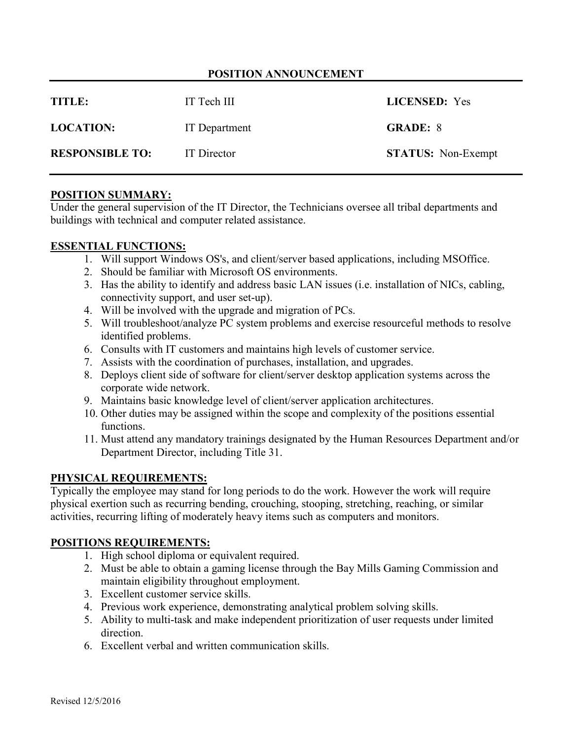## POSITION ANNOUNCEMENT

| | | |
|---|---|---|
| **TITLE:** | IT Tech III | **LICENSED:** Yes |
| **LOCATION:** | IT Department | **GRADE:** 8 |
| **RESPONSIBLE TO:** | IT Director | **STATUS:** Non-Exempt |

### POSITION SUMMARY:

Under the general supervision of the IT Director, the Technicians oversee all tribal departments and buildings with technical and computer related assistance.

### ESSENTIAL FUNCTIONS:

1. Will support Windows OS's, and client/server based applications, including MSOffice.
2. Should be familiar with Microsoft OS environments.
3. Has the ability to identify and address basic LAN issues (i.e. installation of NICs, cabling, connectivity support, and user set-up).
4. Will be involved with the upgrade and migration of PCs.
5. Will troubleshoot/analyze PC system problems and exercise resourceful methods to resolve identified problems.
6. Consults with IT customers and maintains high levels of customer service.
7. Assists with the coordination of purchases, installation, and upgrades.
8. Deploys client side of software for client/server desktop application systems across the corporate wide network.
9. Maintains basic knowledge level of client/server application architectures.
10. Other duties may be assigned within the scope and complexity of the positions essential functions.
11. Must attend any mandatory trainings designated by the Human Resources Department and/or Department Director, including Title 31.

### PHYSICAL REQUIREMENTS:

Typically the employee may stand for long periods to do the work. However the work will require physical exertion such as recurring bending, crouching, stooping, stretching, reaching, or similar activities, recurring lifting of moderately heavy items such as computers and monitors.

### POSITIONS REQUIREMENTS:

1. High school diploma or equivalent required.
2. Must be able to obtain a gaming license through the Bay Mills Gaming Commission and maintain eligibility throughout employment.
3. Excellent customer service skills.
4. Previous work experience, demonstrating analytical problem solving skills.
5. Ability to multi-task and make independent prioritization of user requests under limited direction.
6. Excellent verbal and written communication skills.

Revised 12/5/2016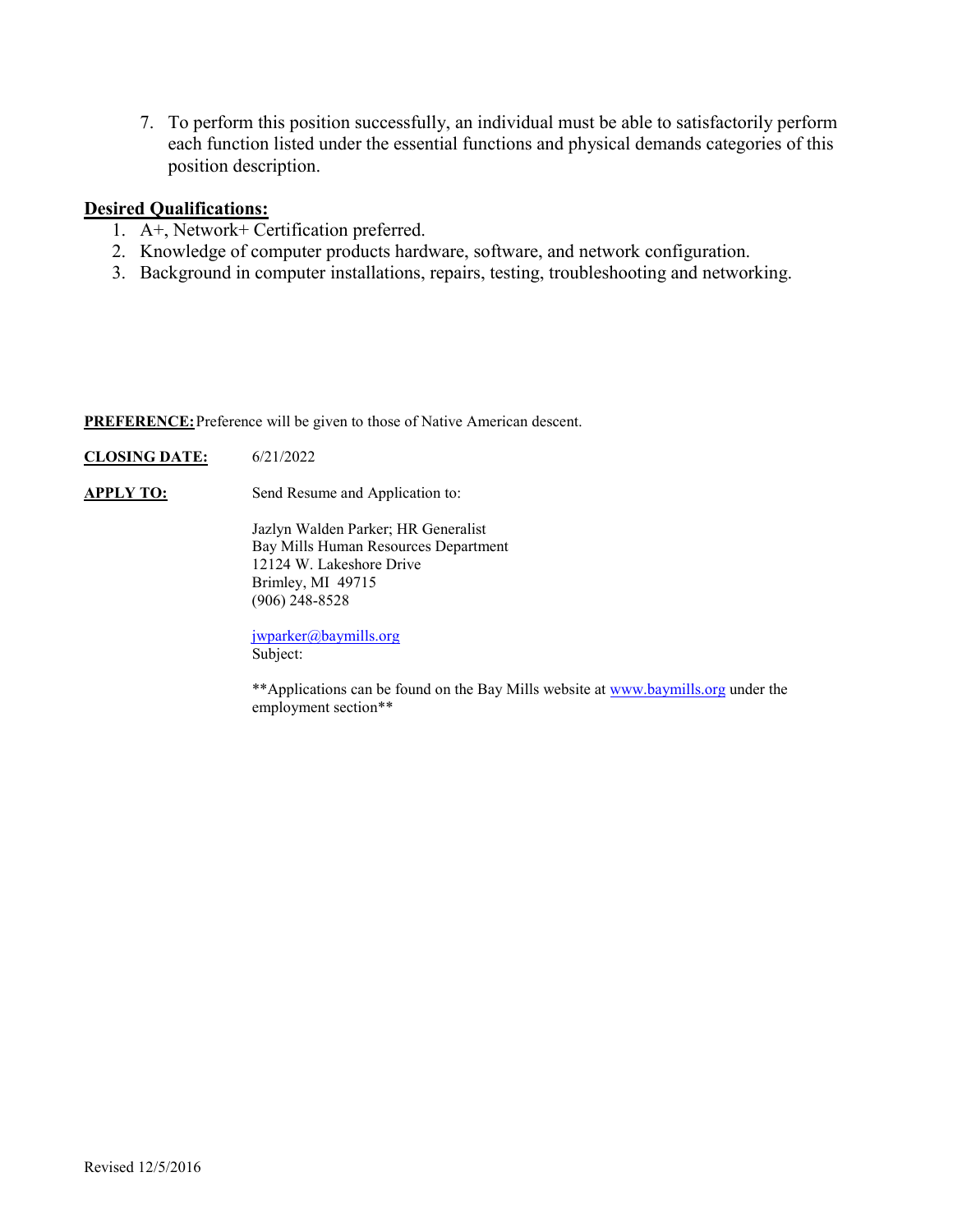7. To perform this position successfully, an individual must be able to satisfactorily perform each function listed under the essential functions and physical demands categories of this position description.

## Desired Qualifications:

1. A+, Network+ Certification preferred.
2. Knowledge of computer products hardware, software, and network configuration.
3. Background in computer installations, repairs, testing, troubleshooting and networking.

**PREFERENCE:** Preference will be given to those of Native American descent.

**CLOSING DATE:** 6/21/2022

**APPLY TO:** Send Resume and Application to:

Jazlyn Walden Parker; HR Generalist
Bay Mills Human Resources Department
12124 W. Lakeshore Drive
Brimley, MI 49715
(906) 248-8528

jwparker@baymills.org
Subject:

**Applications can be found on the Bay Mills website at www.baymills.org under the employment section**

Revised 12/5/2016